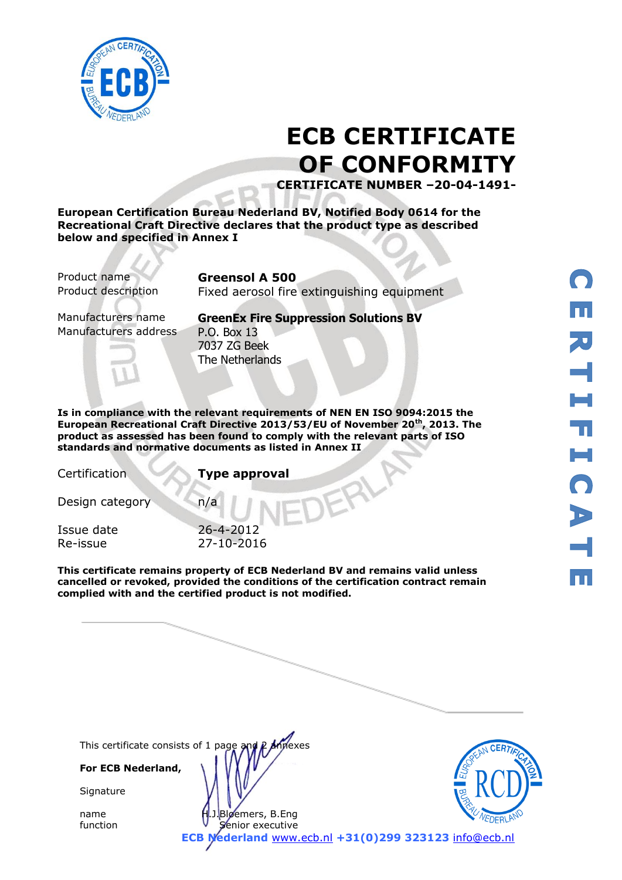# ECB CERTIFICATE OF CONFORMITY

**CERTIFICATE NUMBER –20-04-1491-**

**European Certification Bureau Nederland BV, Notified Body 0614 for the Recreational Craft Directive declares that the product type as described below and specified in Annex I**

| | |
|---|---|
| Product name | **Greensol A 500** |
| Product description | Fixed aerosol fire extinguishing equipment |
| Manufacturers name | **GreenEx Fire Suppression Solutions BV** |
| Manufacturers address | P.O. Box 13<br>7037 ZG Beek<br>The Netherlands |

**Is in compliance with the relevant requirements of NEN EN ISO 9094:2015 the European Recreational Craft Directive 2013/53/EU of November 20th, 2013. The product as assessed has been found to comply with the relevant parts of ISO standards and normative documents as listed in Annex II**

| | |
|---|---|
| Certification | **Type approval** |
| Design category | n/a |
| Issue date | 26-4-2012 |
| Re-issue | 27-10-2016 |

**This certificate remains property of ECB Nederland BV and remains valid unless cancelled or revoked, provided the conditions of the certification contract remain complied with and the certified product is not modified.**

This certificate consists of 1 page and 2 annexes

**For ECB Nederland,**

Signature

name H.J.Bloemers, B.Eng
function Senior executive

**ECB Nederland** www.ecb.nl **+31(0)299 323123** info@ecb.nl

CERTIFICATE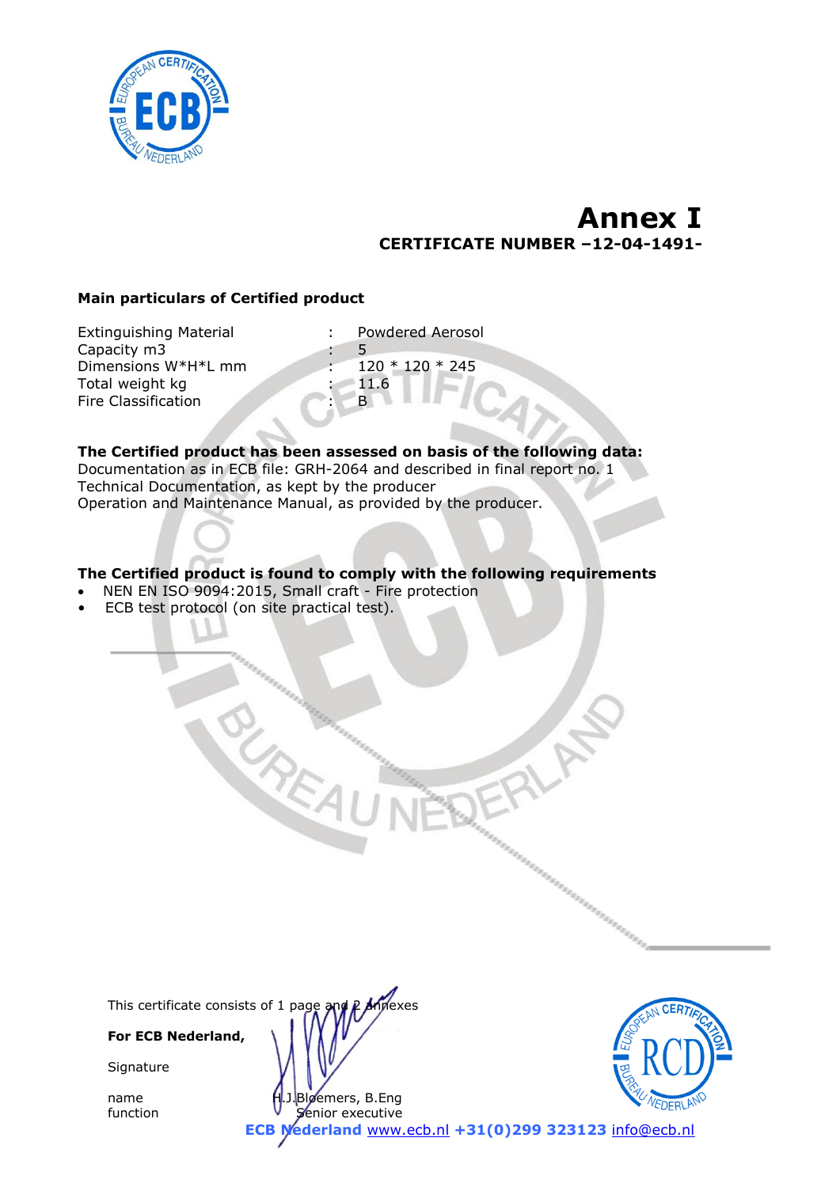# Annex I

**CERTIFICATE NUMBER –12-04-1491-**

**Main particulars of Certified product**

| | | |
|---|---|---|
| Extinguishing Material | : | Powdered Aerosol |
| Capacity m3 | : | 5 |
| Dimensions W*H*L mm | : | 120 * 120 * 245 |
| Total weight kg | : | 11.6 |
| Fire Classification | : | B |

**The Certified product has been assessed on basis of the following data:**
Documentation as in ECB file: GRH-2064 and described in final report no. 1
Technical Documentation, as kept by the producer
Operation and Maintenance Manual, as provided by the producer.

**The Certified product is found to comply with the following requirements**

- NEN EN ISO 9094:2015, Small craft - Fire protection
- ECB test protocol (on site practical test).

This certificate consists of 1 page and 2 annexes

**For ECB Nederland,**

Signature

name H.J.Bloemers, B.Eng
function Senior executive

**ECB Nederland** www.ecb.nl **+31(0)299 323123** info@ecb.nl